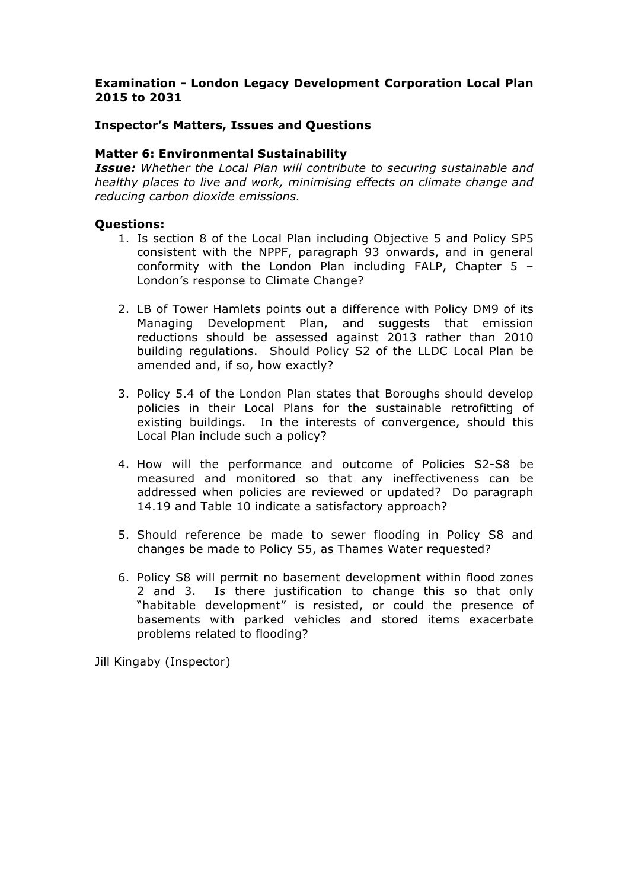**Examination - London Legacy Development Corporation Local Plan 2015 to 2031**

**Inspector's Matters, Issues and Questions**

**Matter 6: Environmental Sustainability**

***Issue:*** *Whether the Local Plan will contribute to securing sustainable and healthy places to live and work, minimising effects on climate change and reducing carbon dioxide emissions.*

**Questions:**

1. Is section 8 of the Local Plan including Objective 5 and Policy SP5 consistent with the NPPF, paragraph 93 onwards, and in general conformity with the London Plan including FALP, Chapter 5 – London's response to Climate Change?

2. LB of Tower Hamlets points out a difference with Policy DM9 of its Managing Development Plan, and suggests that emission reductions should be assessed against 2013 rather than 2010 building regulations. Should Policy S2 of the LLDC Local Plan be amended and, if so, how exactly?

3. Policy 5.4 of the London Plan states that Boroughs should develop policies in their Local Plans for the sustainable retrofitting of existing buildings. In the interests of convergence, should this Local Plan include such a policy?

4. How will the performance and outcome of Policies S2-S8 be measured and monitored so that any ineffectiveness can be addressed when policies are reviewed or updated? Do paragraph 14.19 and Table 10 indicate a satisfactory approach?

5. Should reference be made to sewer flooding in Policy S8 and changes be made to Policy S5, as Thames Water requested?

6. Policy S8 will permit no basement development within flood zones 2 and 3. Is there justification to change this so that only "habitable development" is resisted, or could the presence of basements with parked vehicles and stored items exacerbate problems related to flooding?

Jill Kingaby (Inspector)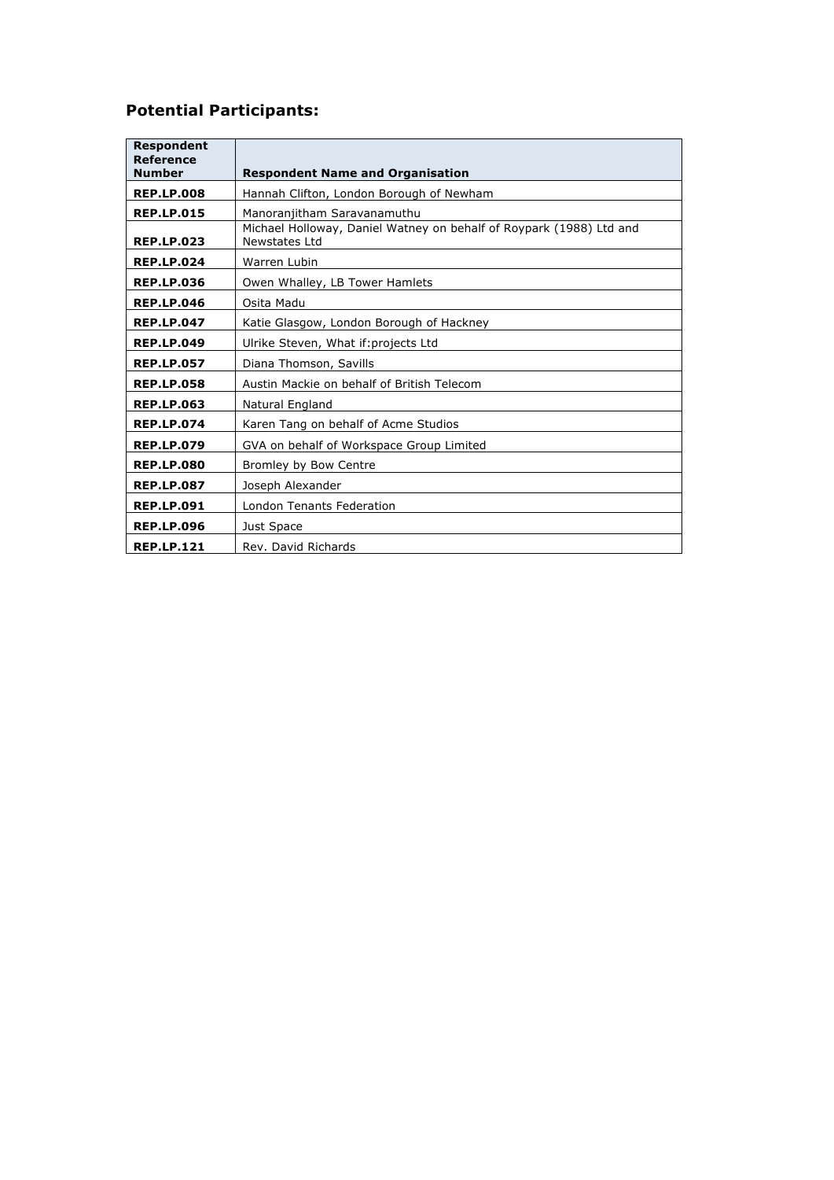## Potential Participants:

| Respondent Reference Number | Respondent Name and Organisation |
|---|---|
| **REP.LP.008** | Hannah Clifton, London Borough of Newham |
| **REP.LP.015** | Manoranjitham Saravanamuthu |
| **REP.LP.023** | Michael Holloway, Daniel Watney on behalf of Roypark (1988) Ltd and Newstates Ltd |
| **REP.LP.024** | Warren Lubin |
| **REP.LP.036** | Owen Whalley, LB Tower Hamlets |
| **REP.LP.046** | Osita Madu |
| **REP.LP.047** | Katie Glasgow, London Borough of Hackney |
| **REP.LP.049** | Ulrike Steven, What if:projects Ltd |
| **REP.LP.057** | Diana Thomson, Savills |
| **REP.LP.058** | Austin Mackie on behalf of British Telecom |
| **REP.LP.063** | Natural England |
| **REP.LP.074** | Karen Tang on behalf of Acme Studios |
| **REP.LP.079** | GVA on behalf of Workspace Group Limited |
| **REP.LP.080** | Bromley by Bow Centre |
| **REP.LP.087** | Joseph Alexander |
| **REP.LP.091** | London Tenants Federation |
| **REP.LP.096** | Just Space |
| **REP.LP.121** | Rev. David Richards |